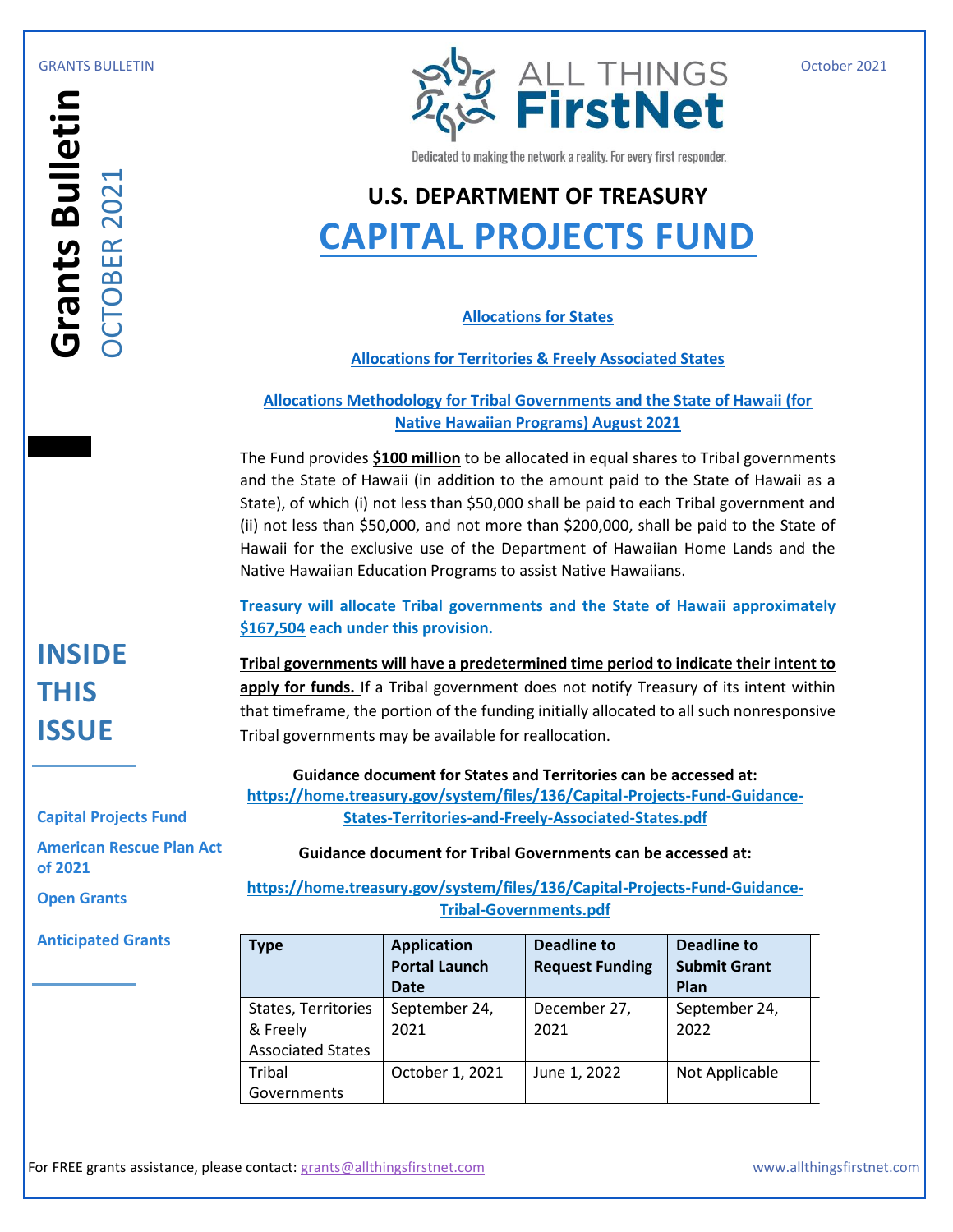GRANTS BULLETIN

October 2021

# Grants Bulletin

OCTOBER 2021

## INSIDE THIS ISSUE

- Capital Projects Fund
- American Rescue Plan Act of 2021
- Open Grants
- Anticipated Grants

ALL THINGS FirstNet

Dedicated to making the network a reality. For every first responder.

## U.S. DEPARTMENT OF TREASURY

# CAPITAL PROJECTS FUND

**Allocations for States**

**Allocations for Territories & Freely Associated States**

**Allocations Methodology for Tribal Governments and the State of Hawaii (for Native Hawaiian Programs) August 2021**

The Fund provides **$100 million** to be allocated in equal shares to Tribal governments and the State of Hawaii (in addition to the amount paid to the State of Hawaii as a State), of which (i) not less than $50,000 shall be paid to each Tribal government and (ii) not less than $50,000, and not more than $200,000, shall be paid to the State of Hawaii for the exclusive use of the Department of Hawaiian Home Lands and the Native Hawaiian Education Programs to assist Native Hawaiians.

**Treasury will allocate Tribal governments and the State of Hawaii approximately $167,504 each under this provision.**

**Tribal governments will have a predetermined time period to indicate their intent to apply for funds.** If a Tribal government does not notify Treasury of its intent within that timeframe, the portion of the funding initially allocated to all such nonresponsive Tribal governments may be available for reallocation.

**Guidance document for States and Territories can be accessed at:**
https://home.treasury.gov/system/files/136/Capital-Projects-Fund-Guidance-States-Territories-and-Freely-Associated-States.pdf

**Guidance document for Tribal Governments can be accessed at:**

https://home.treasury.gov/system/files/136/Capital-Projects-Fund-Guidance-Tribal-Governments.pdf

| Type | Application Portal Launch Date | Deadline to Request Funding | Deadline to Submit Grant Plan |
|---|---|---|---|
| States, Territories & Freely Associated States | September 24, 2021 | December 27, 2021 | September 24, 2022 |
| Tribal Governments | October 1, 2021 | June 1, 2022 | Not Applicable |

For FREE grants assistance, please contact: grants@allthingsfirstnet.com

www.allthingsfirstnet.com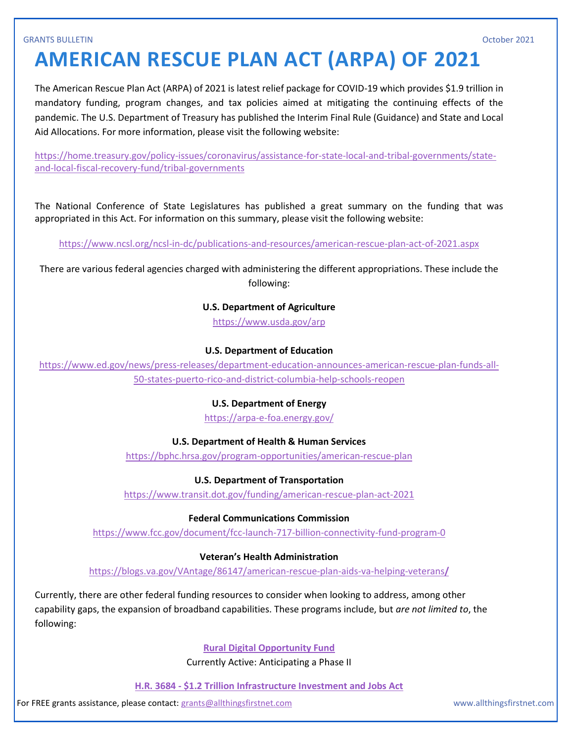# AMERICAN RESCUE PLAN ACT (ARPA) OF 2021

The American Rescue Plan Act (ARPA) of 2021 is latest relief package for COVID-19 which provides $1.9 trillion in mandatory funding, program changes, and tax policies aimed at mitigating the continuing effects of the pandemic. The U.S. Department of Treasury has published the Interim Final Rule (Guidance) and State and Local Aid Allocations. For more information, please visit the following website:

https://home.treasury.gov/policy-issues/coronavirus/assistance-for-state-local-and-tribal-governments/state-and-local-fiscal-recovery-fund/tribal-governments

The National Conference of State Legislatures has published a great summary on the funding that was appropriated in this Act. For information on this summary, please visit the following website:

https://www.ncsl.org/ncsl-in-dc/publications-and-resources/american-rescue-plan-act-of-2021.aspx

There are various federal agencies charged with administering the different appropriations. These include the following:

**U.S. Department of Agriculture**

https://www.usda.gov/arp

**U.S. Department of Education**

https://www.ed.gov/news/press-releases/department-education-announces-american-rescue-plan-funds-all-50-states-puerto-rico-and-district-columbia-help-schools-reopen

**U.S. Department of Energy**

https://arpa-e-foa.energy.gov/

**U.S. Department of Health & Human Services**

https://bphc.hrsa.gov/program-opportunities/american-rescue-plan

**U.S. Department of Transportation**

https://www.transit.dot.gov/funding/american-rescue-plan-act-2021

**Federal Communications Commission**

https://www.fcc.gov/document/fcc-launch-717-billion-connectivity-fund-program-0

**Veteran's Health Administration**

https://blogs.va.gov/VAntage/86147/american-rescue-plan-aids-va-helping-veterans/

Currently, there are other federal funding resources to consider when looking to address, among other capability gaps, the expansion of broadband capabilities. These programs include, but *are not limited to*, the following:

**Rural Digital Opportunity Fund**

Currently Active: Anticipating a Phase II

**H.R. 3684 - $1.2 Trillion Infrastructure Investment and Jobs Act**

For FREE grants assistance, please contact: grants@allthingsfirstnet.com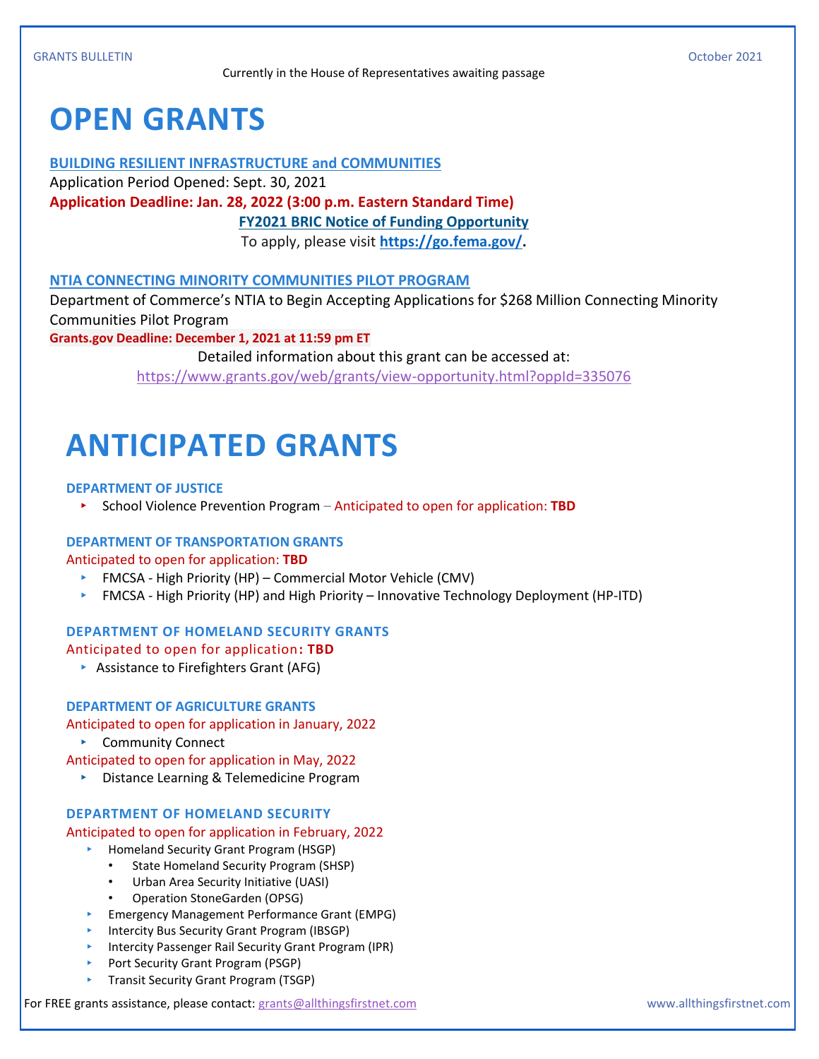Currently in the House of Representatives awaiting passage

# OPEN GRANTS

**BUILDING RESILIENT INFRASTRUCTURE and COMMUNITIES**

Application Period Opened: Sept. 30, 2021

**Application Deadline: Jan. 28, 2022 (3:00 p.m. Eastern Standard Time)**

**FY2021 BRIC Notice of Funding Opportunity**

To apply, please visit **https://go.fema.gov/**.

**NTIA CONNECTING MINORITY COMMUNITIES PILOT PROGRAM**

Department of Commerce's NTIA to Begin Accepting Applications for $268 Million Connecting Minority Communities Pilot Program

**Grants.gov Deadline: December 1, 2021 at 11:59 pm ET**

Detailed information about this grant can be accessed at:
https://www.grants.gov/web/grants/view-opportunity.html?oppId=335076

# ANTICIPATED GRANTS

**DEPARTMENT OF JUSTICE**

- School Violence Prevention Program – Anticipated to open for application: **TBD**

**DEPARTMENT OF TRANSPORTATION GRANTS**

Anticipated to open for application: **TBD**

- FMCSA - High Priority (HP) – Commercial Motor Vehicle (CMV)
- FMCSA - High Priority (HP) and High Priority – Innovative Technology Deployment (HP-ITD)

**DEPARTMENT OF HOMELAND SECURITY GRANTS**

Anticipated to open for application**: TBD**

- Assistance to Firefighters Grant (AFG)

**DEPARTMENT OF AGRICULTURE GRANTS**

Anticipated to open for application in January, 2022

- Community Connect

Anticipated to open for application in May, 2022

- Distance Learning & Telemedicine Program

**DEPARTMENT OF HOMELAND SECURITY**

Anticipated to open for application in February, 2022

- Homeland Security Grant Program (HSGP)
  - State Homeland Security Program (SHSP)
  - Urban Area Security Initiative (UASI)
  - Operation StoneGarden (OPSG)
- Emergency Management Performance Grant (EMPG)
- Intercity Bus Security Grant Program (IBSGP)
- Intercity Passenger Rail Security Grant Program (IPR)
- Port Security Grant Program (PSGP)
- Transit Security Grant Program (TSGP)

For FREE grants assistance, please contact: grants@allthingsfirstnet.com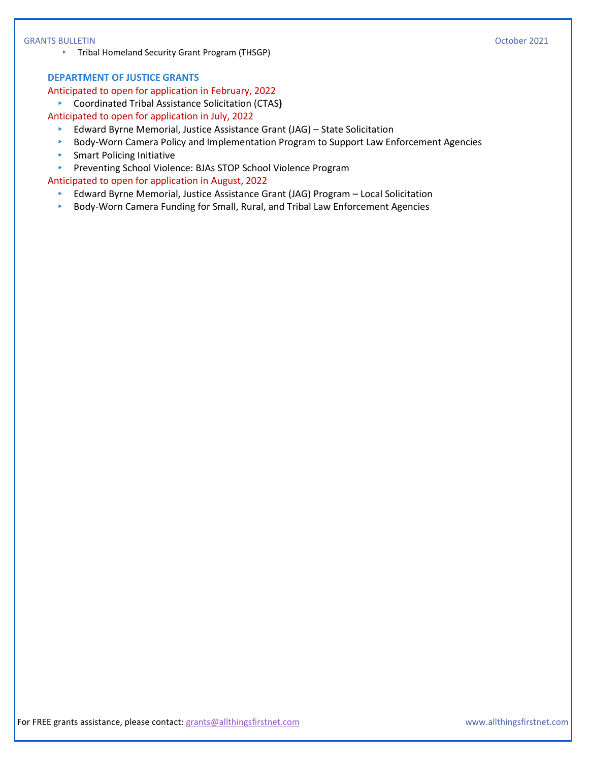- Tribal Homeland Security Grant Program (THSGP)

## DEPARTMENT OF JUSTICE GRANTS

Anticipated to open for application in February, 2022

- Coordinated Tribal Assistance Solicitation (CTAS**)**

Anticipated to open for application in July, 2022

- Edward Byrne Memorial, Justice Assistance Grant (JAG) – State Solicitation
- Body-Worn Camera Policy and Implementation Program to Support Law Enforcement Agencies
- Smart Policing Initiative
- Preventing School Violence: BJAs STOP School Violence Program

Anticipated to open for application in August, 2022

- Edward Byrne Memorial, Justice Assistance Grant (JAG) Program – Local Solicitation
- Body-Worn Camera Funding for Small, Rural, and Tribal Law Enforcement Agencies